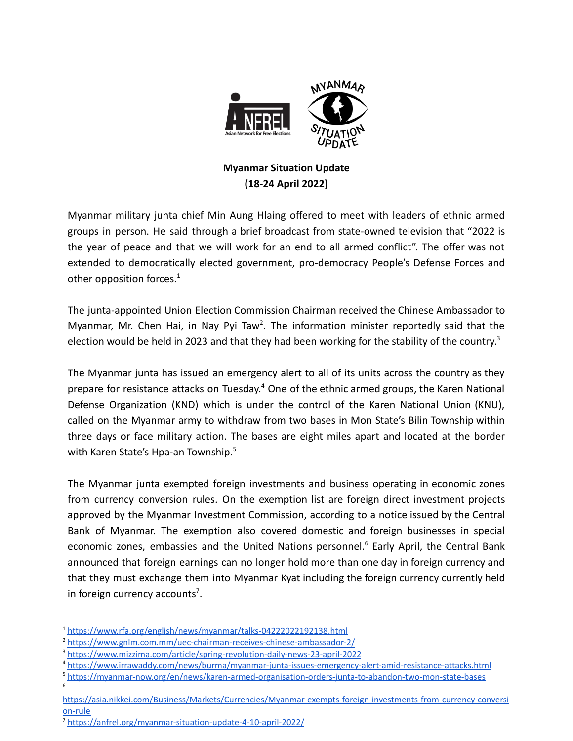**Myanmar Situation Update**
**(18-24 April 2022)**

Myanmar military junta chief Min Aung Hlaing offered to meet with leaders of ethnic armed groups in person. He said through a brief broadcast from state-owned television that "2022 is the year of peace and that we will work for an end to all armed conflict". The offer was not extended to democratically elected government, pro-democracy People's Defense Forces and other opposition forces.[1]

The junta-appointed Union Election Commission Chairman received the Chinese Ambassador to Myanmar, Mr. Chen Hai, in Nay Pyi Taw[2]. The information minister reportedly said that the election would be held in 2023 and that they had been working for the stability of the country.[3]

The Myanmar junta has issued an emergency alert to all of its units across the country as they prepare for resistance attacks on Tuesday.[4] One of the ethnic armed groups, the Karen National Defense Organization (KND) which is under the control of the Karen National Union (KNU), called on the Myanmar army to withdraw from two bases in Mon State's Bilin Township within three days or face military action. The bases are eight miles apart and located at the border with Karen State's Hpa-an Township.[5]

The Myanmar junta exempted foreign investments and business operating in economic zones from currency conversion rules. On the exemption list are foreign direct investment projects approved by the Myanmar Investment Commission, according to a notice issued by the Central Bank of Myanmar. The exemption also covered domestic and foreign businesses in special economic zones, embassies and the United Nations personnel.[6] Early April, the Central Bank announced that foreign earnings can no longer hold more than one day in foreign currency and that they must exchange them into Myanmar Kyat including the foreign currency currently held in foreign currency accounts[7].

---

[1] https://www.rfa.org/english/news/myanmar/talks-04222022192138.html

[2] https://www.gnlm.com.mm/uec-chairman-receives-chinese-ambassador-2/

[3] https://www.mizzima.com/article/spring-revolution-daily-news-23-april-2022

[4] https://www.irrawaddy.com/news/burma/myanmar-junta-issues-emergency-alert-amid-resistance-attacks.html

[5] https://myanmar-now.org/en/news/karen-armed-organisation-orders-junta-to-abandon-two-mon-state-bases

[6] https://asia.nikkei.com/Business/Markets/Currencies/Myanmar-exempts-foreign-investments-from-currency-conversion-rule

[7] https://anfrel.org/myanmar-situation-update-4-10-april-2022/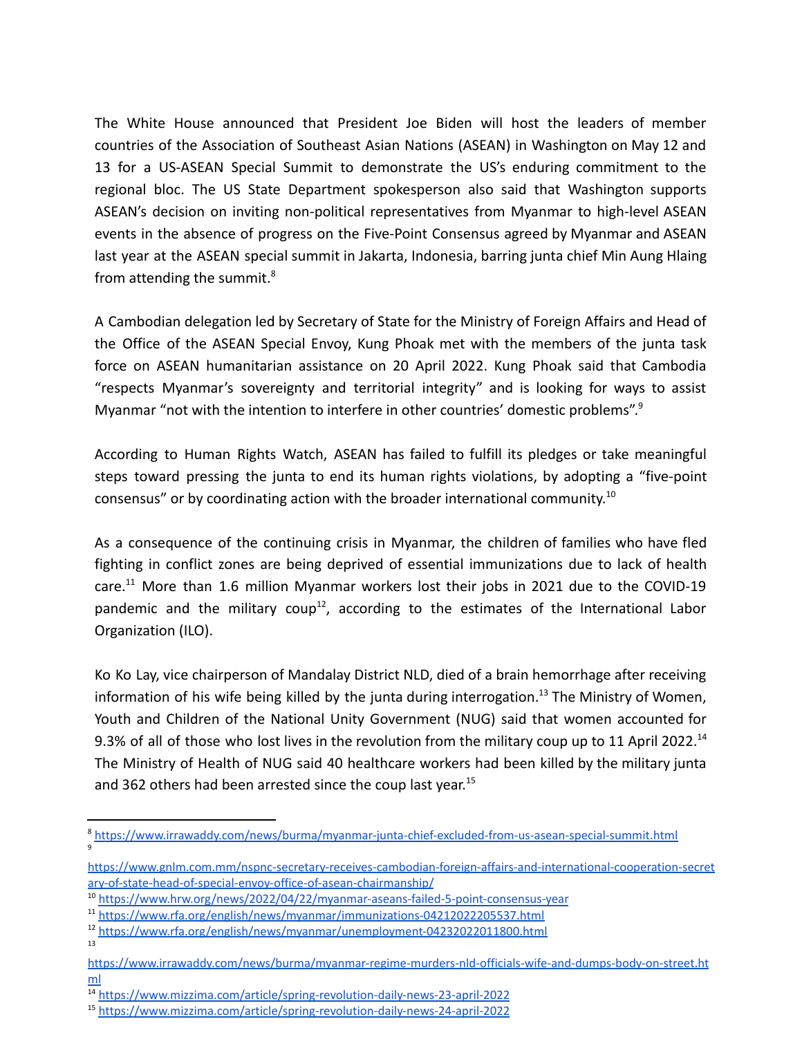The White House announced that President Joe Biden will host the leaders of member countries of the Association of Southeast Asian Nations (ASEAN) in Washington on May 12 and 13 for a US-ASEAN Special Summit to demonstrate the US's enduring commitment to the regional bloc. The US State Department spokesperson also said that Washington supports ASEAN's decision on inviting non-political representatives from Myanmar to high-level ASEAN events in the absence of progress on the Five-Point Consensus agreed by Myanmar and ASEAN last year at the ASEAN special summit in Jakarta, Indonesia, barring junta chief Min Aung Hlaing from attending the summit.[8]

A Cambodian delegation led by Secretary of State for the Ministry of Foreign Affairs and Head of the Office of the ASEAN Special Envoy, Kung Phoak met with the members of the junta task force on ASEAN humanitarian assistance on 20 April 2022. Kung Phoak said that Cambodia "respects Myanmar's sovereignty and territorial integrity" and is looking for ways to assist Myanmar "not with the intention to interfere in other countries' domestic problems".[9]

According to Human Rights Watch, ASEAN has failed to fulfill its pledges or take meaningful steps toward pressing the junta to end its human rights violations, by adopting a "five-point consensus" or by coordinating action with the broader international community.[10]

As a consequence of the continuing crisis in Myanmar, the children of families who have fled fighting in conflict zones are being deprived of essential immunizations due to lack of health care.[11] More than 1.6 million Myanmar workers lost their jobs in 2021 due to the COVID-19 pandemic and the military coup[12], according to the estimates of the International Labor Organization (ILO).

Ko Ko Lay, vice chairperson of Mandalay District NLD, died of a brain hemorrhage after receiving information of his wife being killed by the junta during interrogation.[13] The Ministry of Women, Youth and Children of the National Unity Government (NUG) said that women accounted for 9.3% of all of those who lost lives in the revolution from the military coup up to 11 April 2022.[14] The Ministry of Health of NUG said 40 healthcare workers had been killed by the military junta and 362 others had been arrested since the coup last year.[15]

---

[8] https://www.irrawaddy.com/news/burma/myanmar-junta-chief-excluded-from-us-asean-special-summit.html

[9] https://www.gnlm.com.mm/nspnc-secretary-receives-cambodian-foreign-affairs-and-international-cooperation-secretary-of-state-head-of-special-envoy-office-of-asean-chairmanship/

[10] https://www.hrw.org/news/2022/04/22/myanmar-aseans-failed-5-point-consensus-year

[11] https://www.rfa.org/english/news/myanmar/immunizations-04212022205537.html

[12] https://www.rfa.org/english/news/myanmar/unemployment-04232022011800.html

[13] https://www.irrawaddy.com/news/burma/myanmar-regime-murders-nld-officials-wife-and-dumps-body-on-street.html

[14] https://www.mizzima.com/article/spring-revolution-daily-news-23-april-2022

[15] https://www.mizzima.com/article/spring-revolution-daily-news-24-april-2022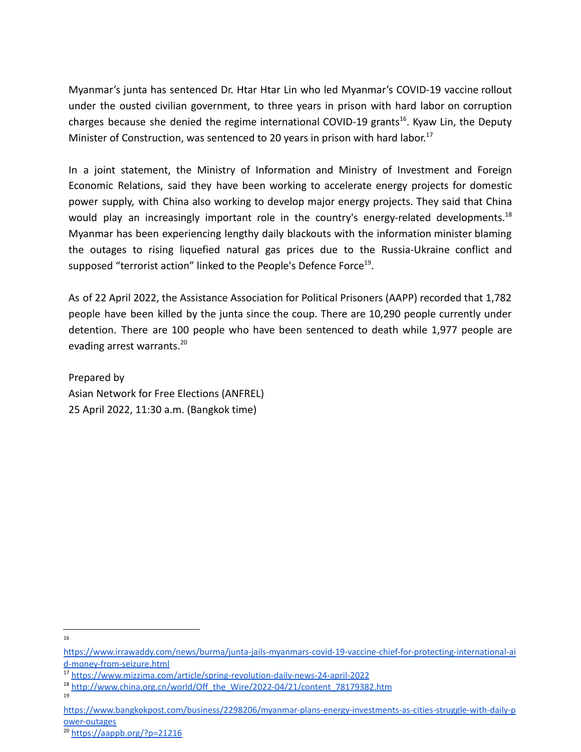Myanmar's junta has sentenced Dr. Htar Htar Lin who led Myanmar's COVID-19 vaccine rollout under the ousted civilian government, to three years in prison with hard labor on corruption charges because she denied the regime international COVID-19 grants[16]. Kyaw Lin, the Deputy Minister of Construction, was sentenced to 20 years in prison with hard labor.[17]

In a joint statement, the Ministry of Information and Ministry of Investment and Foreign Economic Relations, said they have been working to accelerate energy projects for domestic power supply, with China also working to develop major energy projects. They said that China would play an increasingly important role in the country's energy-related developments.[18] Myanmar has been experiencing lengthy daily blackouts with the information minister blaming the outages to rising liquefied natural gas prices due to the Russia-Ukraine conflict and supposed "terrorist action" linked to the People's Defence Force[19].

As of 22 April 2022, the Assistance Association for Political Prisoners (AAPP) recorded that 1,782 people have been killed by the junta since the coup. There are 10,290 people currently under detention. There are 100 people who have been sentenced to death while 1,977 people are evading arrest warrants.[20]

Prepared by
Asian Network for Free Elections (ANFREL)
25 April 2022, 11:30 a.m. (Bangkok time)

---

[16] https://www.irrawaddy.com/news/burma/junta-jails-myanmars-covid-19-vaccine-chief-for-protecting-international-aid-money-from-seizure.html

[17] https://www.mizzima.com/article/spring-revolution-daily-news-24-april-2022

[18] http://www.china.org.cn/world/Off_the_Wire/2022-04/21/content_78179382.htm

[19] https://www.bangkokpost.com/business/2298206/myanmar-plans-energy-investments-as-cities-struggle-with-daily-power-outages

[20] https://aappb.org/?p=21216